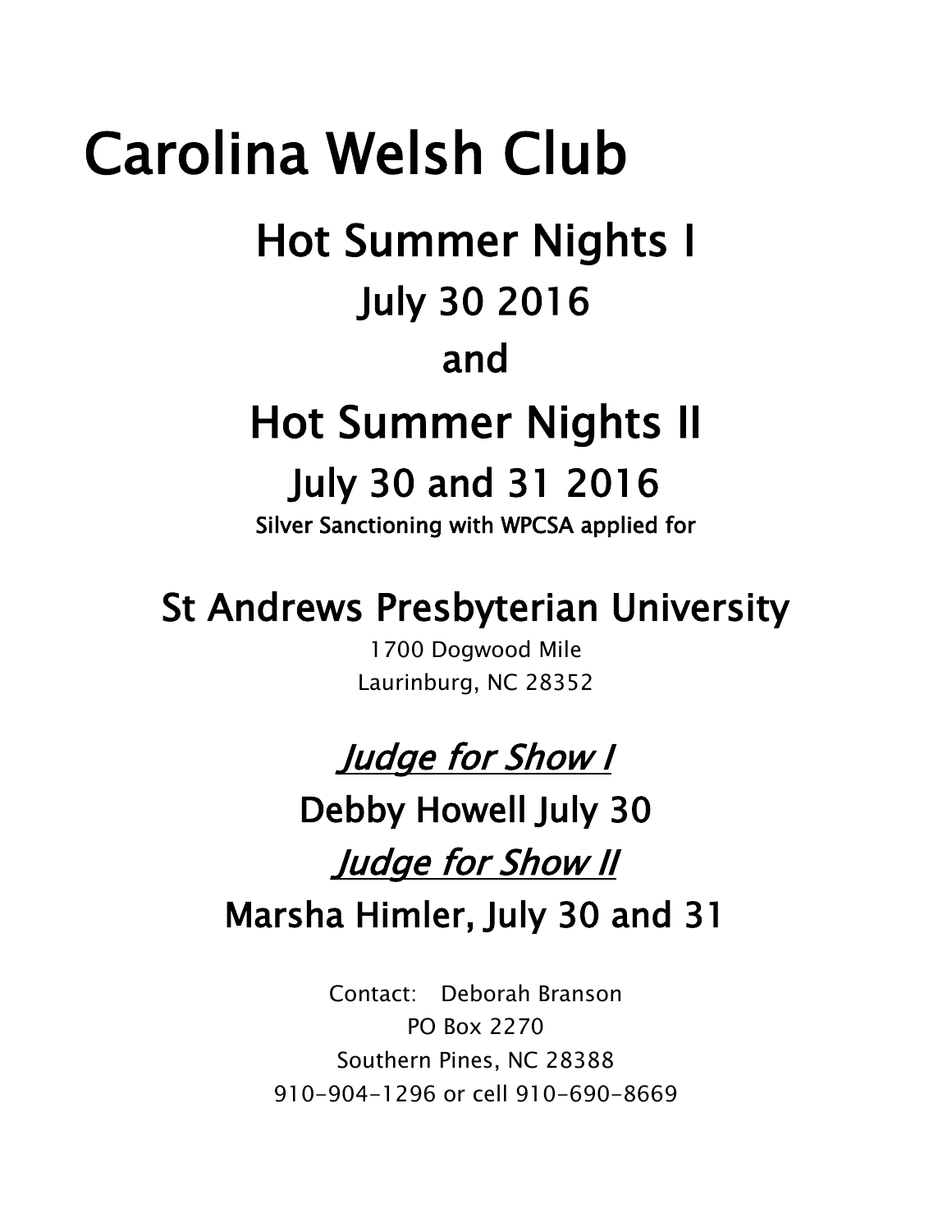# Carolina Welsh Club

## Hot Summer Nights I

## July 30 2016

## and

## Hot Summer Nights II

## July 30 and 31 2016

**Silver Sanctioning with WPCSA applied for**

## St Andrews Presbyterian University

1700 Dogwood Mile  
Laurinburg, NC 28352

## *Judge for Show I*

## Debby Howell July 30

## *Judge for Show II*

## Marsha Himler, July 30 and 31

Contact: Deborah Branson  
PO Box 2270  
Southern Pines, NC 28388  
910-904-1296 or cell 910-690-8669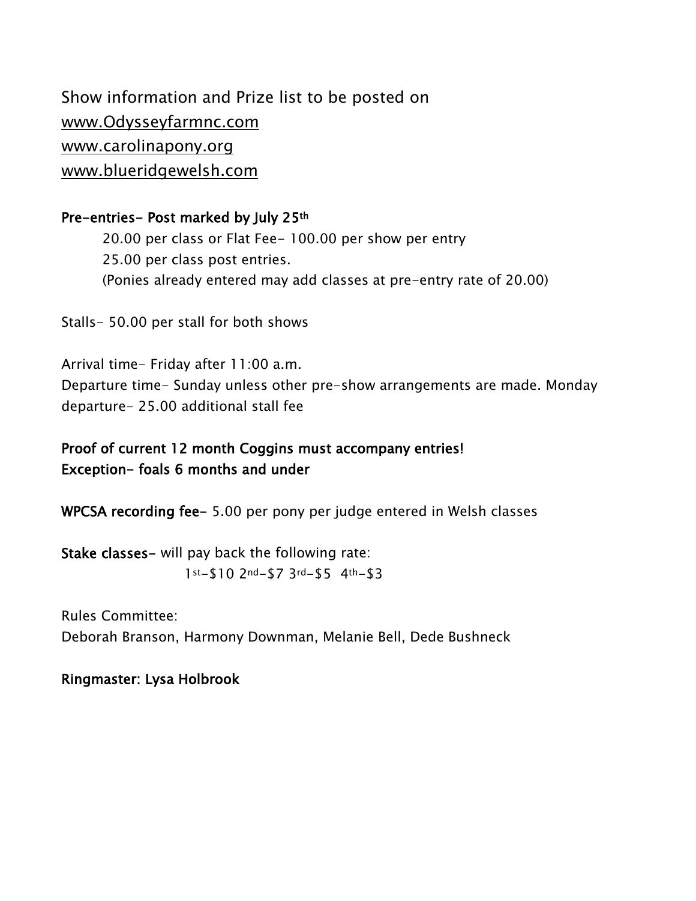Show information and Prize list to be posted on
www.Odysseyfarmnc.com
www.carolinapony.org
www.blueridgewelsh.com

**Pre-entries- Post marked by July 25th**

20.00 per class or Flat Fee- 100.00 per show per entry
25.00 per class post entries.
(Ponies already entered may add classes at pre-entry rate of 20.00)

Stalls- 50.00 per stall for both shows

Arrival time- Friday after 11:00 a.m.
Departure time- Sunday unless other pre-show arrangements are made. Monday departure- 25.00 additional stall fee

**Proof of current 12 month Coggins must accompany entries!**
**Exception- foals 6 months and under**

**WPCSA recording fee-** 5.00 per pony per judge entered in Welsh classes

**Stake classes-** will pay back the following rate:
1st-$10 2nd-$7 3rd-$5 4th-$3

Rules Committee:
Deborah Branson, Harmony Downman, Melanie Bell, Dede Bushneck

**Ringmaster: Lysa Holbrook**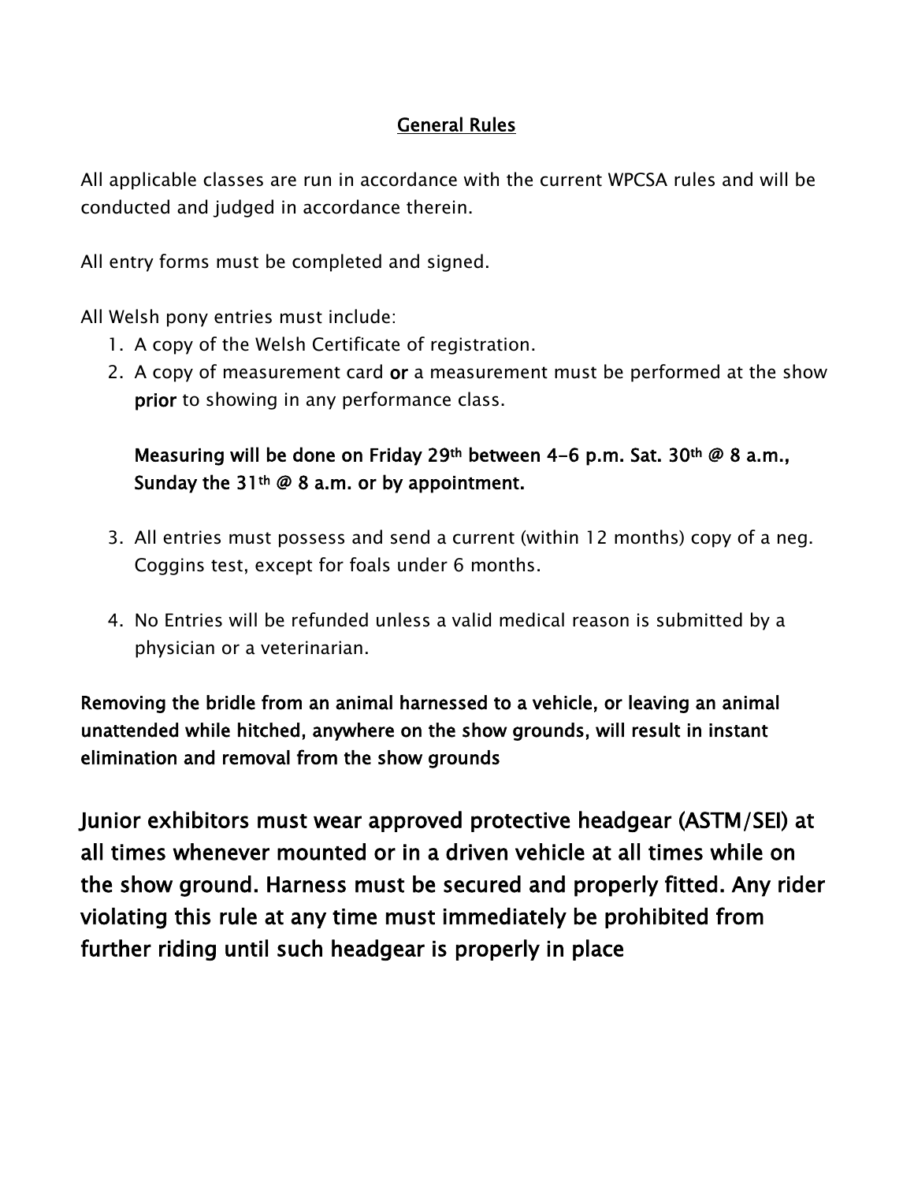## General Rules

All applicable classes are run in accordance with the current WPCSA rules and will be conducted and judged in accordance therein.

All entry forms must be completed and signed.

All Welsh pony entries must include:

1. A copy of the Welsh Certificate of registration.
2. A copy of measurement card **or** a measurement must be performed at the show **prior** to showing in any performance class.

   **Measuring will be done on Friday 29th between 4-6 p.m. Sat. 30th @ 8 a.m., Sunday the 31th @ 8 a.m. or by appointment.**

3. All entries must possess and send a current (within 12 months) copy of a neg. Coggins test, except for foals under 6 months.

4. No Entries will be refunded unless a valid medical reason is submitted by a physician or a veterinarian.

**Removing the bridle from an animal harnessed to a vehicle, or leaving an animal unattended while hitched, anywhere on the show grounds, will result in instant elimination and removal from the show grounds**

**Junior exhibitors must wear approved protective headgear (ASTM/SEI) at all times whenever mounted or in a driven vehicle at all times while on the show ground. Harness must be secured and properly fitted. Any rider violating this rule at any time must immediately be prohibited from further riding until such headgear is properly in place**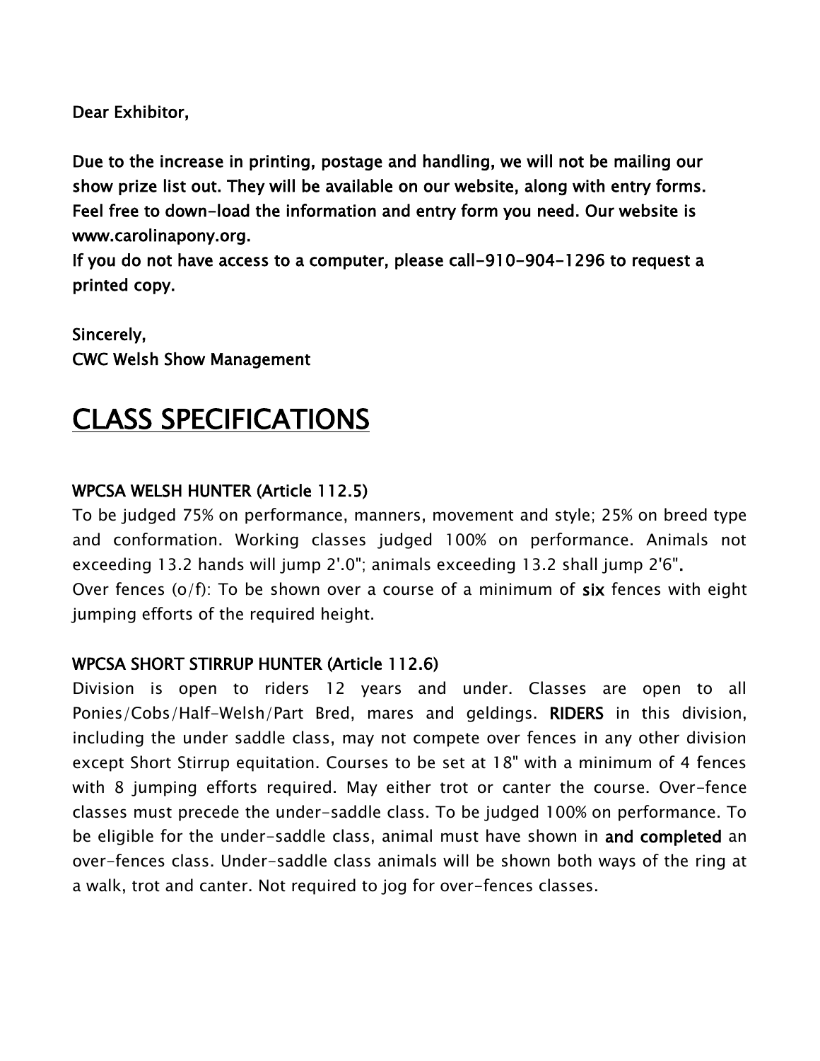**Dear Exhibitor,**

**Due to the increase in printing, postage and handling, we will not be mailing our show prize list out. They will be available on our website, along with entry forms. Feel free to down-load the information and entry form you need. Our website is www.carolinapony.org.**
**If you do not have access to a computer, please call-910-904-1296 to request a printed copy.**

**Sincerely,**
**CWC Welsh Show Management**

# CLASS SPECIFICATIONS

### WPCSA WELSH HUNTER (Article 112.5)

To be judged 75% on performance, manners, movement and style; 25% on breed type and conformation. Working classes judged 100% on performance. Animals not exceeding 13.2 hands will jump 2'.0"; animals exceeding 13.2 shall jump 2'6"**.**
Over fences (o/f): To be shown over a course of a minimum of **six** fences with eight jumping efforts of the required height.

### WPCSA SHORT STIRRUP HUNTER (Article 112.6)

Division is open to riders 12 years and under. Classes are open to all Ponies/Cobs/Half-Welsh/Part Bred, mares and geldings. **RIDERS** in this division, including the under saddle class, may not compete over fences in any other division except Short Stirrup equitation. Courses to be set at 18" with a minimum of 4 fences with 8 jumping efforts required. May either trot or canter the course. Over-fence classes must precede the under-saddle class. To be judged 100% on performance. To be eligible for the under-saddle class, animal must have shown in **and completed** an over-fences class. Under-saddle class animals will be shown both ways of the ring at a walk, trot and canter. Not required to jog for over-fences classes.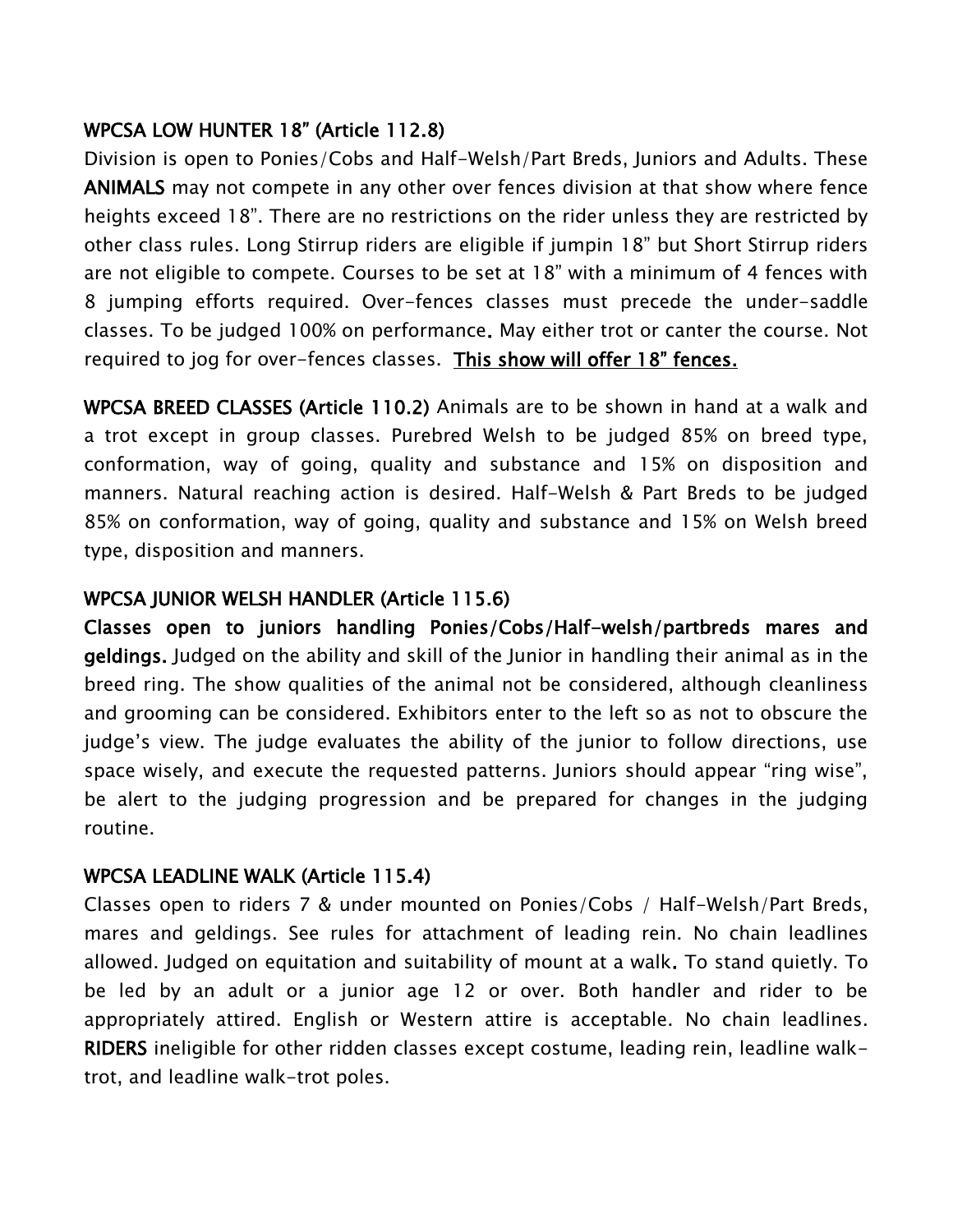**WPCSA LOW HUNTER 18" (Article 112.8)**

Division is open to Ponies/Cobs and Half-Welsh/Part Breds, Juniors and Adults. These **ANIMALS** may not compete in any other over fences division at that show where fence heights exceed 18". There are no restrictions on the rider unless they are restricted by other class rules. Long Stirrup riders are eligible if jumpin 18" but Short Stirrup riders are not eligible to compete. Courses to be set at 18" with a minimum of 4 fences with 8 jumping efforts required. Over-fences classes must precede the under-saddle classes. To be judged 100% on performance. May either trot or canter the course. Not required to jog for over-fences classes. **<u>This show will offer 18" fences.</u>**

**WPCSA BREED CLASSES (Article 110.2)** Animals are to be shown in hand at a walk and a trot except in group classes. Purebred Welsh to be judged 85% on breed type, conformation, way of going, quality and substance and 15% on disposition and manners. Natural reaching action is desired. Half-Welsh & Part Breds to be judged 85% on conformation, way of going, quality and substance and 15% on Welsh breed type, disposition and manners.

**WPCSA JUNIOR WELSH HANDLER (Article 115.6)**

**Classes open to juniors handling Ponies/Cobs/Half-welsh/partbreds mares and geldings.** Judged on the ability and skill of the Junior in handling their animal as in the breed ring. The show qualities of the animal not be considered, although cleanliness and grooming can be considered. Exhibitors enter to the left so as not to obscure the judge's view. The judge evaluates the ability of the junior to follow directions, use space wisely, and execute the requested patterns. Juniors should appear "ring wise", be alert to the judging progression and be prepared for changes in the judging routine.

**WPCSA LEADLINE WALK (Article 115.4)**

Classes open to riders 7 & under mounted on Ponies/Cobs / Half-Welsh/Part Breds, mares and geldings. See rules for attachment of leading rein. No chain leadlines allowed. Judged on equitation and suitability of mount at a walk. To stand quietly. To be led by an adult or a junior age 12 or over. Both handler and rider to be appropriately attired. English or Western attire is acceptable. No chain leadlines. **RIDERS** ineligible for other ridden classes except costume, leading rein, leadline walk-trot, and leadline walk-trot poles.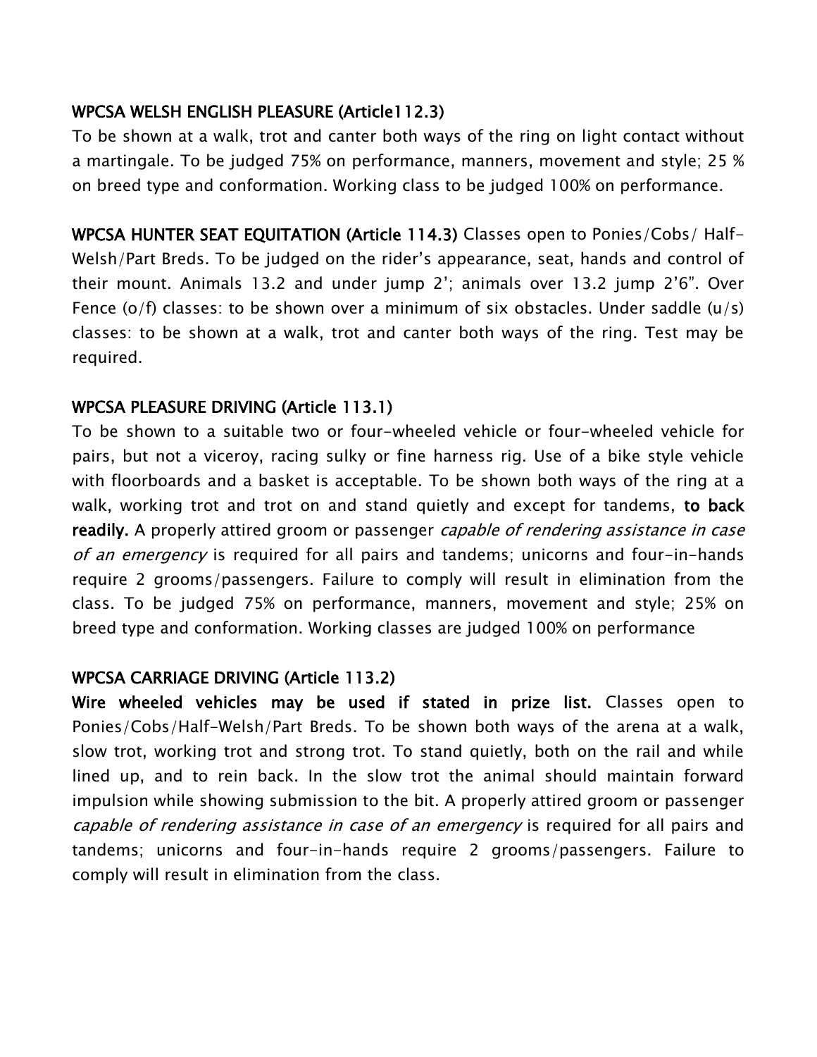**WPCSA WELSH ENGLISH PLEASURE (Article112.3)**

To be shown at a walk, trot and canter both ways of the ring on light contact without a martingale. To be judged 75% on performance, manners, movement and style; 25 % on breed type and conformation. Working class to be judged 100% on performance.

**WPCSA HUNTER SEAT EQUITATION (Article 114.3)** Classes open to Ponies/Cobs/ Half-Welsh/Part Breds. To be judged on the rider's appearance, seat, hands and control of their mount. Animals 13.2 and under jump 2'; animals over 13.2 jump 2'6". Over Fence (o/f) classes: to be shown over a minimum of six obstacles. Under saddle (u/s) classes: to be shown at a walk, trot and canter both ways of the ring. Test may be required.

**WPCSA PLEASURE DRIVING (Article 113.1)**

To be shown to a suitable two or four-wheeled vehicle or four-wheeled vehicle for pairs, but not a viceroy, racing sulky or fine harness rig. Use of a bike style vehicle with floorboards and a basket is acceptable. To be shown both ways of the ring at a walk, working trot and trot on and stand quietly and except for tandems, **to back readily.** A properly attired groom or passenger *capable of rendering assistance in case of an emergency* is required for all pairs and tandems; unicorns and four-in-hands require 2 grooms/passengers. Failure to comply will result in elimination from the class. To be judged 75% on performance, manners, movement and style; 25% on breed type and conformation. Working classes are judged 100% on performance

**WPCSA CARRIAGE DRIVING (Article 113.2)**

**Wire wheeled vehicles may be used if stated in prize list.** Classes open to Ponies/Cobs/Half-Welsh/Part Breds. To be shown both ways of the arena at a walk, slow trot, working trot and strong trot. To stand quietly, both on the rail and while lined up, and to rein back. In the slow trot the animal should maintain forward impulsion while showing submission to the bit. A properly attired groom or passenger *capable of rendering assistance in case of an emergency* is required for all pairs and tandems; unicorns and four-in-hands require 2 grooms/passengers. Failure to comply will result in elimination from the class.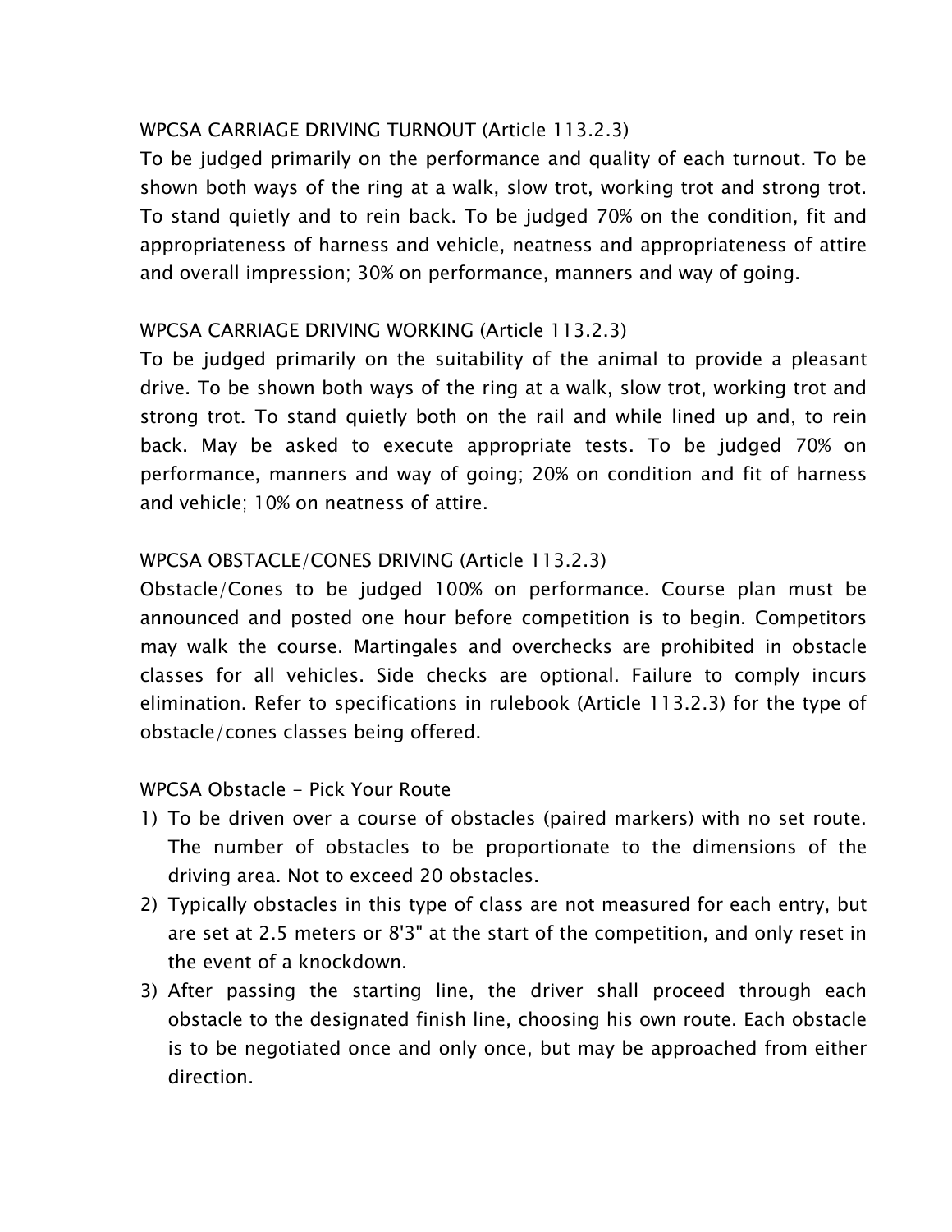## WPCSA CARRIAGE DRIVING TURNOUT (Article 113.2.3)

To be judged primarily on the performance and quality of each turnout. To be shown both ways of the ring at a walk, slow trot, working trot and strong trot. To stand quietly and to rein back. To be judged 70% on the condition, fit and appropriateness of harness and vehicle, neatness and appropriateness of attire and overall impression; 30% on performance, manners and way of going.

## WPCSA CARRIAGE DRIVING WORKING (Article 113.2.3)

To be judged primarily on the suitability of the animal to provide a pleasant drive. To be shown both ways of the ring at a walk, slow trot, working trot and strong trot. To stand quietly both on the rail and while lined up and, to rein back. May be asked to execute appropriate tests. To be judged 70% on performance, manners and way of going; 20% on condition and fit of harness and vehicle; 10% on neatness of attire.

## WPCSA OBSTACLE/CONES DRIVING (Article 113.2.3)

Obstacle/Cones to be judged 100% on performance. Course plan must be announced and posted one hour before competition is to begin. Competitors may walk the course. Martingales and overchecks are prohibited in obstacle classes for all vehicles. Side checks are optional. Failure to comply incurs elimination. Refer to specifications in rulebook (Article 113.2.3) for the type of obstacle/cones classes being offered.

### WPCSA Obstacle - Pick Your Route

1) To be driven over a course of obstacles (paired markers) with no set route. The number of obstacles to be proportionate to the dimensions of the driving area. Not to exceed 20 obstacles.
2) Typically obstacles in this type of class are not measured for each entry, but are set at 2.5 meters or 8'3" at the start of the competition, and only reset in the event of a knockdown.
3) After passing the starting line, the driver shall proceed through each obstacle to the designated finish line, choosing his own route. Each obstacle is to be negotiated once and only once, but may be approached from either direction.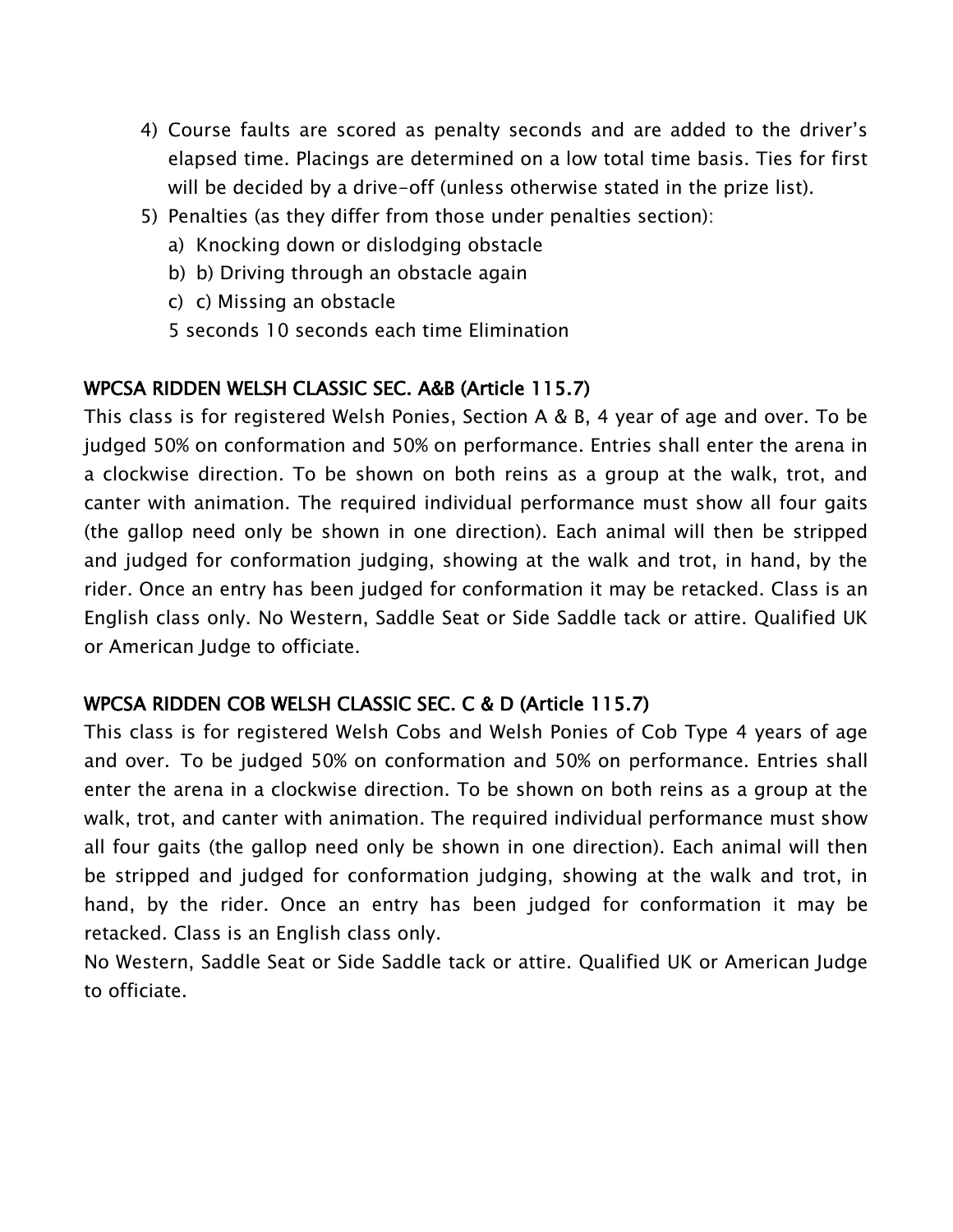4) Course faults are scored as penalty seconds and are added to the driver's elapsed time. Placings are determined on a low total time basis. Ties for first will be decided by a drive-off (unless otherwise stated in the prize list).
5) Penalties (as they differ from those under penalties section):
   a) Knocking down or dislodging obstacle
   b) b) Driving through an obstacle again
   c) c) Missing an obstacle
   
   5 seconds 10 seconds each time Elimination

## WPCSA RIDDEN WELSH CLASSIC SEC. A&B (Article 115.7)

This class is for registered Welsh Ponies, Section A & B, 4 year of age and over. To be judged 50% on conformation and 50% on performance. Entries shall enter the arena in a clockwise direction. To be shown on both reins as a group at the walk, trot, and canter with animation. The required individual performance must show all four gaits (the gallop need only be shown in one direction). Each animal will then be stripped and judged for conformation judging, showing at the walk and trot, in hand, by the rider. Once an entry has been judged for conformation it may be retacked. Class is an English class only. No Western, Saddle Seat or Side Saddle tack or attire. Qualified UK or American Judge to officiate.

## WPCSA RIDDEN COB WELSH CLASSIC SEC. C & D (Article 115.7)

This class is for registered Welsh Cobs and Welsh Ponies of Cob Type 4 years of age and over. To be judged 50% on conformation and 50% on performance. Entries shall enter the arena in a clockwise direction. To be shown on both reins as a group at the walk, trot, and canter with animation. The required individual performance must show all four gaits (the gallop need only be shown in one direction). Each animal will then be stripped and judged for conformation judging, showing at the walk and trot, in hand, by the rider. Once an entry has been judged for conformation it may be retacked. Class is an English class only.

No Western, Saddle Seat or Side Saddle tack or attire. Qualified UK or American Judge to officiate.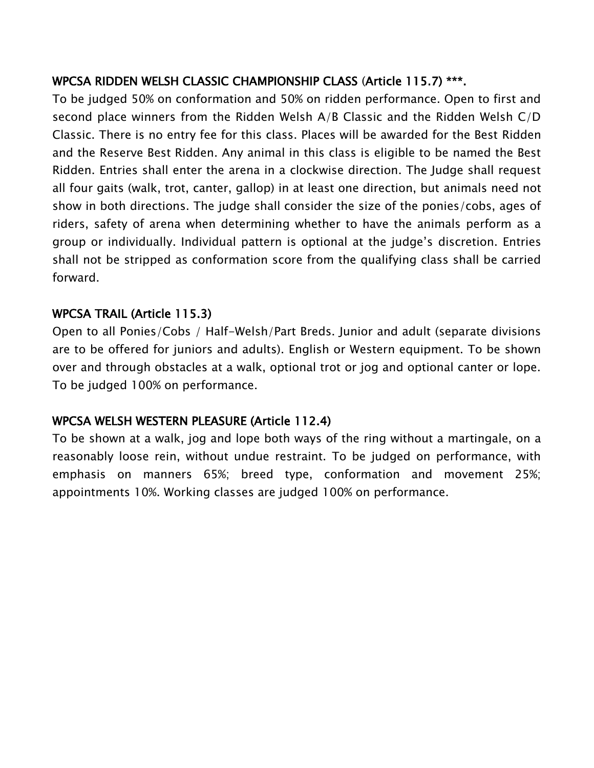### WPCSA RIDDEN WELSH CLASSIC CHAMPIONSHIP CLASS (Article 115.7) ***.

To be judged 50% on conformation and 50% on ridden performance. Open to first and second place winners from the Ridden Welsh A/B Classic and the Ridden Welsh C/D Classic. There is no entry fee for this class. Places will be awarded for the Best Ridden and the Reserve Best Ridden. Any animal in this class is eligible to be named the Best Ridden. Entries shall enter the arena in a clockwise direction. The Judge shall request all four gaits (walk, trot, canter, gallop) in at least one direction, but animals need not show in both directions. The judge shall consider the size of the ponies/cobs, ages of riders, safety of arena when determining whether to have the animals perform as a group or individually. Individual pattern is optional at the judge's discretion. Entries shall not be stripped as conformation score from the qualifying class shall be carried forward.

### WPCSA TRAIL (Article 115.3)

Open to all Ponies/Cobs / Half-Welsh/Part Breds. Junior and adult (separate divisions are to be offered for juniors and adults). English or Western equipment. To be shown over and through obstacles at a walk, optional trot or jog and optional canter or lope. To be judged 100% on performance.

### WPCSA WELSH WESTERN PLEASURE (Article 112.4)

To be shown at a walk, jog and lope both ways of the ring without a martingale, on a reasonably loose rein, without undue restraint. To be judged on performance, with emphasis on manners 65%; breed type, conformation and movement 25%; appointments 10%. Working classes are judged 100% on performance.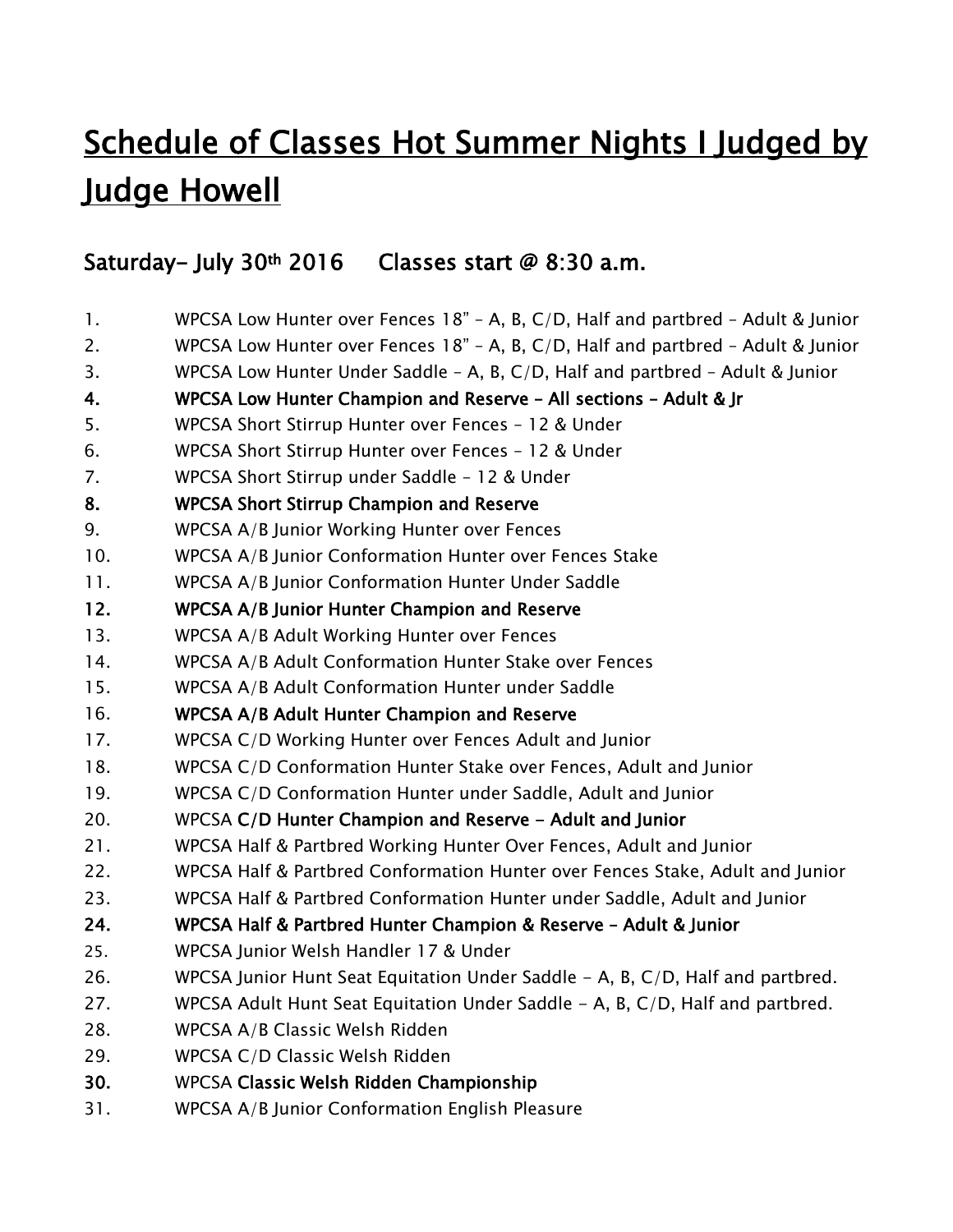# Schedule of Classes Hot Summer Nights I Judged by Judge Howell

## Saturday- July 30th 2016 Classes start @ 8:30 a.m.

1. WPCSA Low Hunter over Fences 18" – A, B, C/D, Half and partbred – Adult & Junior
2. WPCSA Low Hunter over Fences 18" – A, B, C/D, Half and partbred – Adult & Junior
3. WPCSA Low Hunter Under Saddle – A, B, C/D, Half and partbred – Adult & Junior
4. **WPCSA Low Hunter Champion and Reserve – All sections – Adult & Jr**
5. WPCSA Short Stirrup Hunter over Fences – 12 & Under
6. WPCSA Short Stirrup Hunter over Fences – 12 & Under
7. WPCSA Short Stirrup under Saddle – 12 & Under
8. **WPCSA Short Stirrup Champion and Reserve**
9. WPCSA A/B Junior Working Hunter over Fences
10. WPCSA A/B Junior Conformation Hunter over Fences Stake
11. WPCSA A/B Junior Conformation Hunter Under Saddle
12. **WPCSA A/B Junior Hunter Champion and Reserve**
13. WPCSA A/B Adult Working Hunter over Fences
14. WPCSA A/B Adult Conformation Hunter Stake over Fences
15. WPCSA A/B Adult Conformation Hunter under Saddle
16. **WPCSA A/B Adult Hunter Champion and Reserve**
17. WPCSA C/D Working Hunter over Fences Adult and Junior
18. WPCSA C/D Conformation Hunter Stake over Fences, Adult and Junior
19. WPCSA C/D Conformation Hunter under Saddle, Adult and Junior
20. WPCSA **C/D Hunter Champion and Reserve - Adult and Junior**
21. WPCSA Half & Partbred Working Hunter Over Fences, Adult and Junior
22. WPCSA Half & Partbred Conformation Hunter over Fences Stake, Adult and Junior
23. WPCSA Half & Partbred Conformation Hunter under Saddle, Adult and Junior
24. **WPCSA Half & Partbred Hunter Champion & Reserve – Adult & Junior**
25. WPCSA Junior Welsh Handler 17 & Under
26. WPCSA Junior Hunt Seat Equitation Under Saddle - A, B, C/D, Half and partbred.
27. WPCSA Adult Hunt Seat Equitation Under Saddle - A, B, C/D, Half and partbred.
28. WPCSA A/B Classic Welsh Ridden
29. WPCSA C/D Classic Welsh Ridden
30. WPCSA **Classic Welsh Ridden Championship**
31. WPCSA A/B Junior Conformation English Pleasure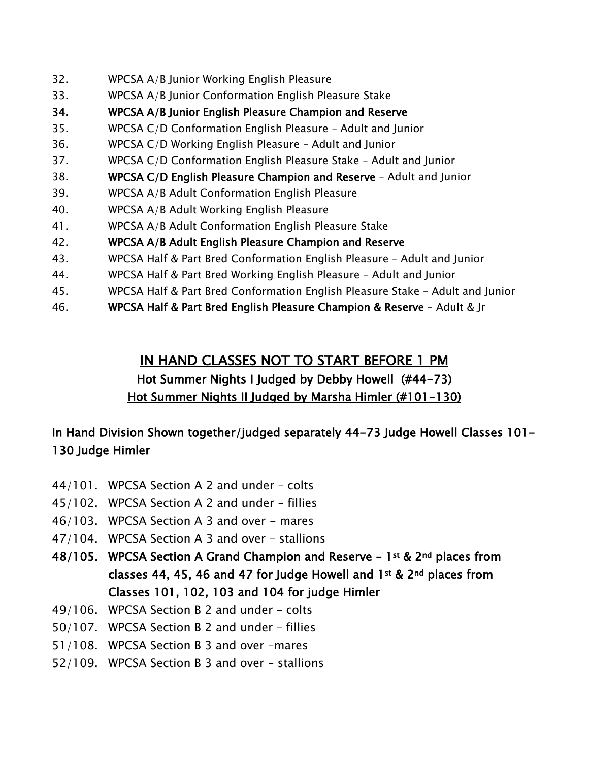32. WPCSA A/B Junior Working English Pleasure
33. WPCSA A/B Junior Conformation English Pleasure Stake
**34. WPCSA A/B Junior English Pleasure Champion and Reserve**
35. WPCSA C/D Conformation English Pleasure – Adult and Junior
36. WPCSA C/D Working English Pleasure – Adult and Junior
37. WPCSA C/D Conformation English Pleasure Stake – Adult and Junior
38. **WPCSA C/D English Pleasure Champion and Reserve** – Adult and Junior
39. WPCSA A/B Adult Conformation English Pleasure
40. WPCSA A/B Adult Working English Pleasure
41. WPCSA A/B Adult Conformation English Pleasure Stake
42. **WPCSA A/B Adult English Pleasure Champion and Reserve**
43. WPCSA Half & Part Bred Conformation English Pleasure – Adult and Junior
44. WPCSA Half & Part Bred Working English Pleasure – Adult and Junior
45. WPCSA Half & Part Bred Conformation English Pleasure Stake – Adult and Junior
46. **WPCSA Half & Part Bred English Pleasure Champion & Reserve** – Adult & Jr

## IN HAND CLASSES NOT TO START BEFORE 1 PM

### Hot Summer Nights I Judged by Debby Howell (#44-73)
### Hot Summer Nights II Judged by Marsha Himler (#101-130)

### In Hand Division Shown together/judged separately 44-73 Judge Howell Classes 101-130 Judge Himler

44/101. WPCSA Section A 2 and under – colts
45/102. WPCSA Section A 2 and under – fillies
46/103. WPCSA Section A 3 and over - mares
47/104. WPCSA Section A 3 and over – stallions
**48/105. WPCSA Section A Grand Champion and Reserve – 1st & 2nd places from classes 44, 45, 46 and 47 for Judge Howell and 1st & 2nd places from Classes 101, 102, 103 and 104 for judge Himler**
49/106. WPCSA Section B 2 and under – colts
50/107. WPCSA Section B 2 and under – fillies
51/108. WPCSA Section B 3 and over –mares
52/109. WPCSA Section B 3 and over – stallions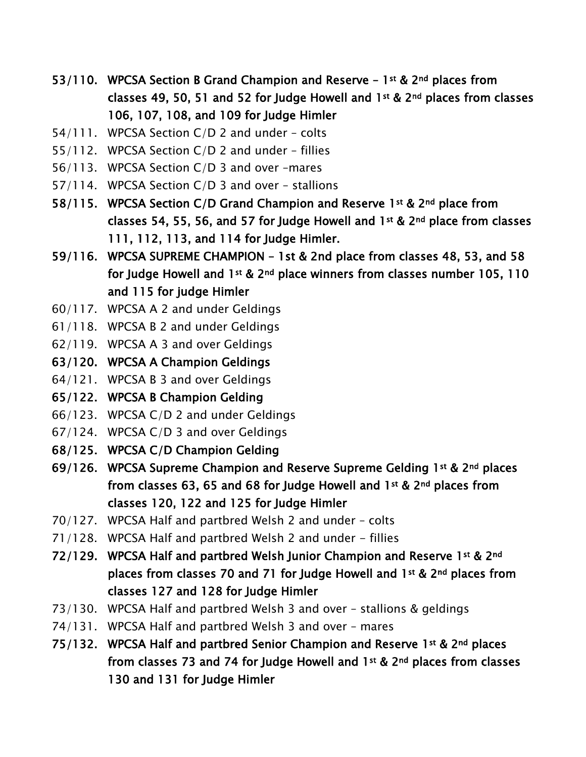**53/110. WPCSA Section B Grand Champion and Reserve – 1st & 2nd places from classes 49, 50, 51 and 52 for Judge Howell and 1st & 2nd places from classes 106, 107, 108, and 109 for Judge Himler**

54/111. WPCSA Section C/D 2 and under – colts

55/112. WPCSA Section C/D 2 and under – fillies

56/113. WPCSA Section C/D 3 and over –mares

57/114. WPCSA Section C/D 3 and over – stallions

**58/115. WPCSA Section C/D Grand Champion and Reserve 1st & 2nd place from classes 54, 55, 56, and 57 for Judge Howell and 1st & 2nd place from classes 111, 112, 113, and 114 for Judge Himler.**

**59/116. WPCSA SUPREME CHAMPION – 1st & 2nd place from classes 48, 53, and 58 for Judge Howell and 1st & 2nd place winners from classes number 105, 110 and 115 for judge Himler**

60/117. WPCSA A 2 and under Geldings

61/118. WPCSA B 2 and under Geldings

62/119. WPCSA A 3 and over Geldings

**63/120. WPCSA A Champion Geldings**

64/121. WPCSA B 3 and over Geldings

**65/122. WPCSA B Champion Gelding**

66/123. WPCSA C/D 2 and under Geldings

67/124. WPCSA C/D 3 and over Geldings

**68/125. WPCSA C/D Champion Gelding**

**69/126. WPCSA Supreme Champion and Reserve Supreme Gelding 1st & 2nd places from classes 63, 65 and 68 for Judge Howell and 1st & 2nd places from classes 120, 122 and 125 for Judge Himler**

70/127. WPCSA Half and partbred Welsh 2 and under – colts

71/128. WPCSA Half and partbred Welsh 2 and under – fillies

**72/129. WPCSA Half and partbred Welsh Junior Champion and Reserve 1st & 2nd places from classes 70 and 71 for Judge Howell and 1st & 2nd places from classes 127 and 128 for Judge Himler**

73/130. WPCSA Half and partbred Welsh 3 and over – stallions & geldings

74/131. WPCSA Half and partbred Welsh 3 and over – mares

**75/132. WPCSA Half and partbred Senior Champion and Reserve 1st & 2nd places from classes 73 and 74 for Judge Howell and 1st & 2nd places from classes 130 and 131 for Judge Himler**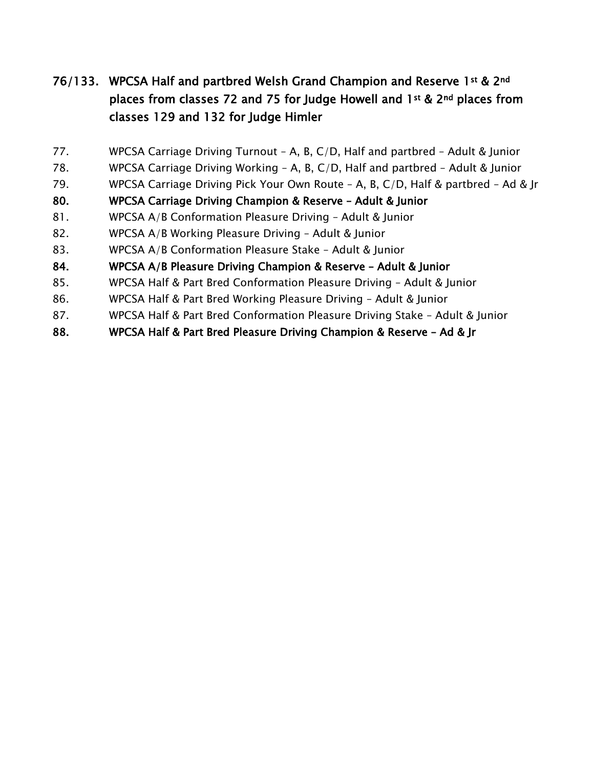**76/133. WPCSA Half and partbred Welsh Grand Champion and Reserve 1st & 2nd places from classes 72 and 75 for Judge Howell and 1st & 2nd places from classes 129 and 132 for Judge Himler**

77. WPCSA Carriage Driving Turnout – A, B, C/D, Half and partbred – Adult & Junior
78. WPCSA Carriage Driving Working – A, B, C/D, Half and partbred – Adult & Junior
79. WPCSA Carriage Driving Pick Your Own Route – A, B, C/D, Half & partbred – Ad & Jr
80. **WPCSA Carriage Driving Champion & Reserve – Adult & Junior**
81. WPCSA A/B Conformation Pleasure Driving – Adult & Junior
82. WPCSA A/B Working Pleasure Driving – Adult & Junior
83. WPCSA A/B Conformation Pleasure Stake – Adult & Junior
84. **WPCSA A/B Pleasure Driving Champion & Reserve – Adult & Junior**
85. WPCSA Half & Part Bred Conformation Pleasure Driving – Adult & Junior
86. WPCSA Half & Part Bred Working Pleasure Driving – Adult & Junior
87. WPCSA Half & Part Bred Conformation Pleasure Driving Stake – Adult & Junior
88. **WPCSA Half & Part Bred Pleasure Driving Champion & Reserve – Ad & Jr**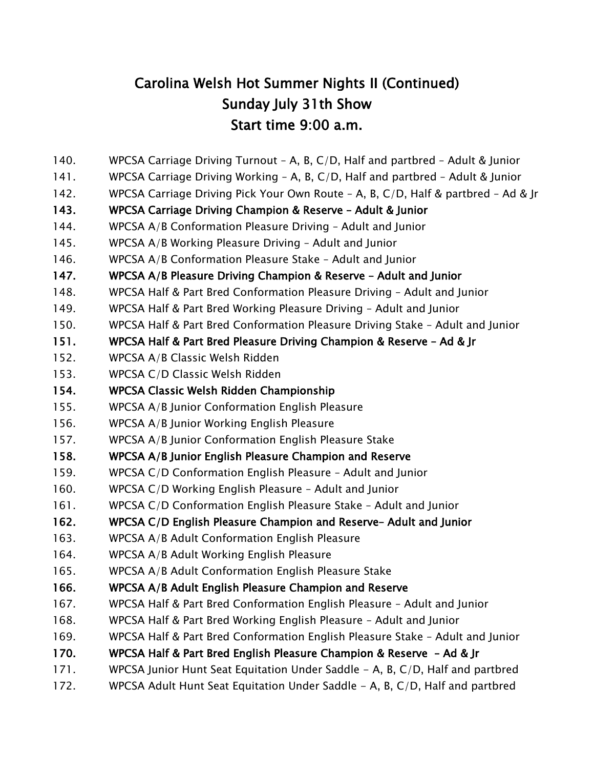# Carolina Welsh Hot Summer Nights II (Continued)
# Sunday July 31th Show
# Start time 9:00 a.m.

140. WPCSA Carriage Driving Turnout – A, B, C/D, Half and partbred – Adult & Junior
141. WPCSA Carriage Driving Working – A, B, C/D, Half and partbred – Adult & Junior
142. WPCSA Carriage Driving Pick Your Own Route – A, B, C/D, Half & partbred – Ad & Jr
143. **WPCSA Carriage Driving Champion & Reserve – Adult & Junior**
144. WPCSA A/B Conformation Pleasure Driving – Adult and Junior
145. WPCSA A/B Working Pleasure Driving – Adult and Junior
146. WPCSA A/B Conformation Pleasure Stake – Adult and Junior
147. **WPCSA A/B Pleasure Driving Champion & Reserve – Adult and Junior**
148. WPCSA Half & Part Bred Conformation Pleasure Driving – Adult and Junior
149. WPCSA Half & Part Bred Working Pleasure Driving – Adult and Junior
150. WPCSA Half & Part Bred Conformation Pleasure Driving Stake – Adult and Junior
151. **WPCSA Half & Part Bred Pleasure Driving Champion & Reserve – Ad & Jr**
152. WPCSA A/B Classic Welsh Ridden
153. WPCSA C/D Classic Welsh Ridden
154. **WPCSA Classic Welsh Ridden Championship**
155. WPCSA A/B Junior Conformation English Pleasure
156. WPCSA A/B Junior Working English Pleasure
157. WPCSA A/B Junior Conformation English Pleasure Stake
158. **WPCSA A/B Junior English Pleasure Champion and Reserve**
159. WPCSA C/D Conformation English Pleasure – Adult and Junior
160. WPCSA C/D Working English Pleasure – Adult and Junior
161. WPCSA C/D Conformation English Pleasure Stake – Adult and Junior
162. **WPCSA C/D English Pleasure Champion and Reserve– Adult and Junior**
163. WPCSA A/B Adult Conformation English Pleasure
164. WPCSA A/B Adult Working English Pleasure
165. WPCSA A/B Adult Conformation English Pleasure Stake
166. **WPCSA A/B Adult English Pleasure Champion and Reserve**
167. WPCSA Half & Part Bred Conformation English Pleasure – Adult and Junior
168. WPCSA Half & Part Bred Working English Pleasure – Adult and Junior
169. WPCSA Half & Part Bred Conformation English Pleasure Stake – Adult and Junior
170. **WPCSA Half & Part Bred English Pleasure Champion & Reserve – Ad & Jr**
171. WPCSA Junior Hunt Seat Equitation Under Saddle - A, B, C/D, Half and partbred
172. WPCSA Adult Hunt Seat Equitation Under Saddle - A, B, C/D, Half and partbred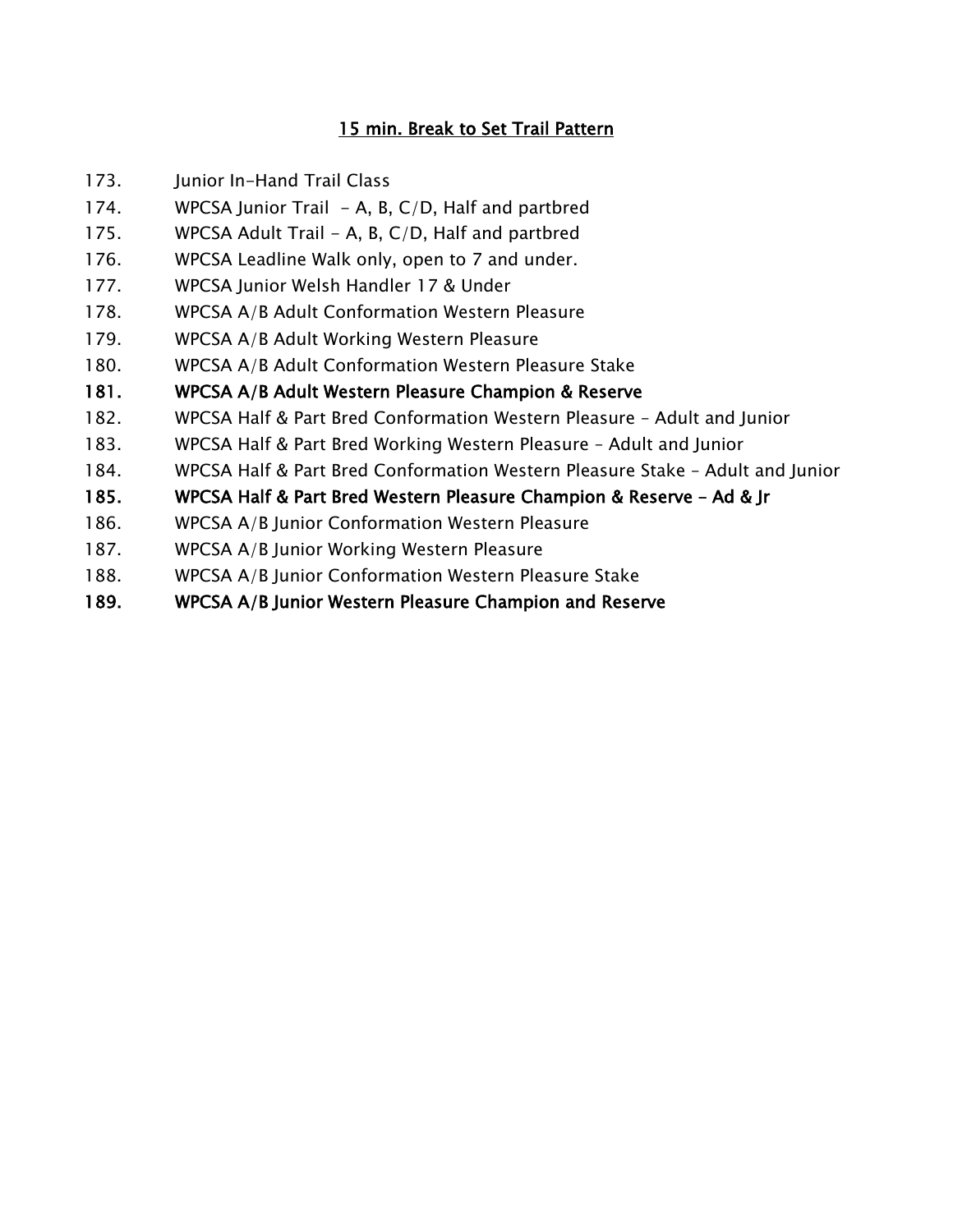<u>**15 min. Break to Set Trail Pattern**</u>

173. Junior In-Hand Trail Class
174. WPCSA Junior Trail - A, B, C/D, Half and partbred
175. WPCSA Adult Trail - A, B, C/D, Half and partbred
176. WPCSA Leadline Walk only, open to 7 and under.
177. WPCSA Junior Welsh Handler 17 & Under
178. WPCSA A/B Adult Conformation Western Pleasure
179. WPCSA A/B Adult Working Western Pleasure
180. WPCSA A/B Adult Conformation Western Pleasure Stake
181. **WPCSA A/B Adult Western Pleasure Champion & Reserve**
182. WPCSA Half & Part Bred Conformation Western Pleasure – Adult and Junior
183. WPCSA Half & Part Bred Working Western Pleasure – Adult and Junior
184. WPCSA Half & Part Bred Conformation Western Pleasure Stake – Adult and Junior
185. **WPCSA Half & Part Bred Western Pleasure Champion & Reserve – Ad & Jr**
186. WPCSA A/B Junior Conformation Western Pleasure
187. WPCSA A/B Junior Working Western Pleasure
188. WPCSA A/B Junior Conformation Western Pleasure Stake
189. **WPCSA A/B Junior Western Pleasure Champion and Reserve**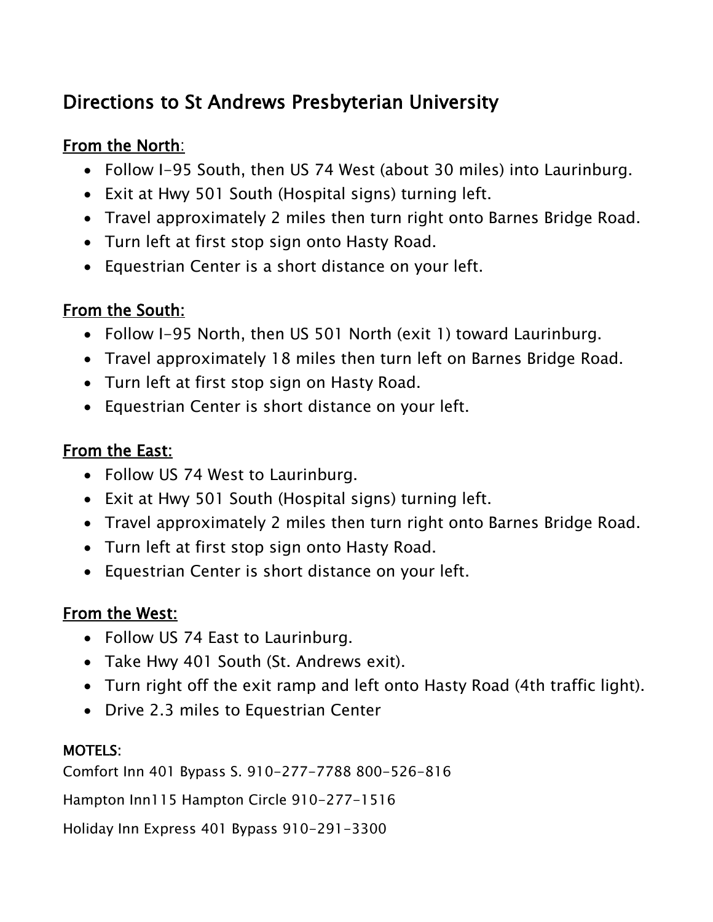## Directions to St Andrews Presbyterian University

**From the North:**

- Follow I-95 South, then US 74 West (about 30 miles) into Laurinburg.
- Exit at Hwy 501 South (Hospital signs) turning left.
- Travel approximately 2 miles then turn right onto Barnes Bridge Road.
- Turn left at first stop sign onto Hasty Road.
- Equestrian Center is a short distance on your left.

**From the South:**

- Follow I-95 North, then US 501 North (exit 1) toward Laurinburg.
- Travel approximately 18 miles then turn left on Barnes Bridge Road.
- Turn left at first stop sign on Hasty Road.
- Equestrian Center is short distance on your left.

**From the East:**

- Follow US 74 West to Laurinburg.
- Exit at Hwy 501 South (Hospital signs) turning left.
- Travel approximately 2 miles then turn right onto Barnes Bridge Road.
- Turn left at first stop sign onto Hasty Road.
- Equestrian Center is short distance on your left.

**From the West:**

- Follow US 74 East to Laurinburg.
- Take Hwy 401 South (St. Andrews exit).
- Turn right off the exit ramp and left onto Hasty Road (4th traffic light).
- Drive 2.3 miles to Equestrian Center

**MOTELS:**

Comfort Inn 401 Bypass S. 910-277-7788 800-526-816

Hampton Inn115 Hampton Circle 910-277-1516

Holiday Inn Express 401 Bypass 910-291-3300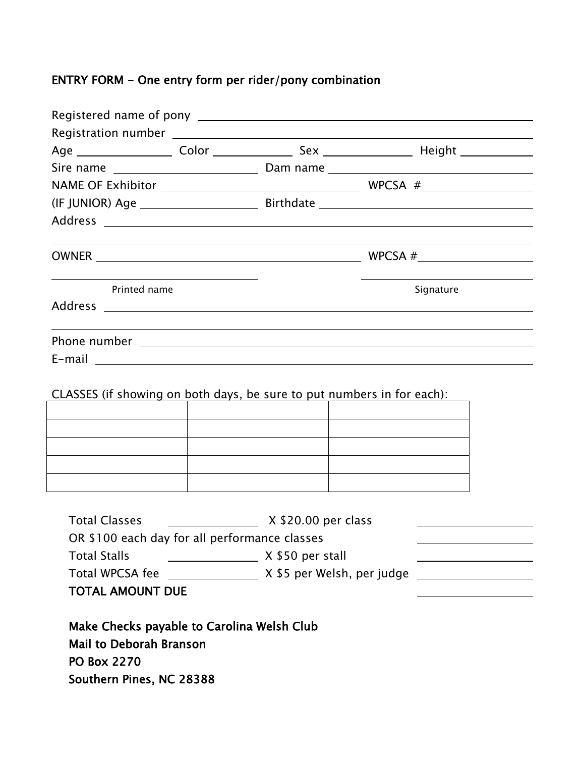**ENTRY FORM - One entry form per rider/pony combination**

Registered name of pony ______________________________

Registration number ______________________________

Age ____________ Color ____________ Sex ____________ Height ____________

Sire name ____________________ Dam name ____________________

NAME OF Exhibitor ____________________ WPCSA # ____________

(IF JUNIOR) Age ____________ Birthdate ____________________

Address ______________________________

______________________________

OWNER ____________________ WPCSA # ____________

____________________ ____________________

Printed name Signature

Address ______________________________

______________________________

Phone number ______________________________

E-mail ______________________________

CLASSES (if showing on both days, be sure to put numbers in for each):

| | | |
|---|---|---|
| | | |
| | | |
| | | |
| | | |
| | | |

Total Classes ____________ X $20.00 per class ____________

OR $100 each day for all performance classes ____________

Total Stalls ____________ X $50 per stall ____________

Total WPCSA fee ____________ X $5 per Welsh, per judge ____________

**TOTAL AMOUNT DUE** ____________

**Make Checks payable to Carolina Welsh Club**
**Mail to Deborah Branson**
**PO Box 2270**
**Southern Pines, NC 28388**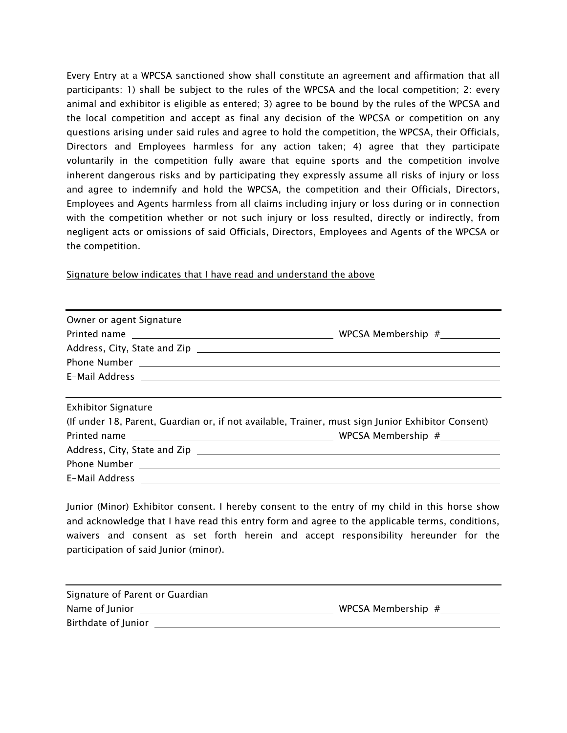Every Entry at a WPCSA sanctioned show shall constitute an agreement and affirmation that all participants: 1) shall be subject to the rules of the WPCSA and the local competition; 2: every animal and exhibitor is eligible as entered; 3) agree to be bound by the rules of the WPCSA and the local competition and accept as final any decision of the WPCSA or competition on any questions arising under said rules and agree to hold the competition, the WPCSA, their Officials, Directors and Employees harmless for any action taken; 4) agree that they participate voluntarily in the competition fully aware that equine sports and the competition involve inherent dangerous risks and by participating they expressly assume all risks of injury or loss and agree to indemnify and hold the WPCSA, the competition and their Officials, Directors, Employees and Agents harmless from all claims including injury or loss during or in connection with the competition whether or not such injury or loss resulted, directly or indirectly, from negligent acts or omissions of said Officials, Directors, Employees and Agents of the WPCSA or the competition.

Signature below indicates that I have read and understand the above

---

Owner or agent Signature

Printed name ______________________________ WPCSA Membership #__________

Address, City, State and Zip ______________________________

Phone Number ______________________________

E-Mail Address ______________________________

---

Exhibitor Signature

(If under 18, Parent, Guardian or, if not available, Trainer, must sign Junior Exhibitor Consent)

Printed name ______________________________ WPCSA Membership #__________

Address, City, State and Zip ______________________________

Phone Number ______________________________

E-Mail Address ______________________________

Junior (Minor) Exhibitor consent. I hereby consent to the entry of my child in this horse show and acknowledge that I have read this entry form and agree to the applicable terms, conditions, waivers and consent as set forth herein and accept responsibility hereunder for the participation of said Junior (minor).

---

Signature of Parent or Guardian

Name of Junior ______________________________ WPCSA Membership #__________

Birthdate of Junior ______________________________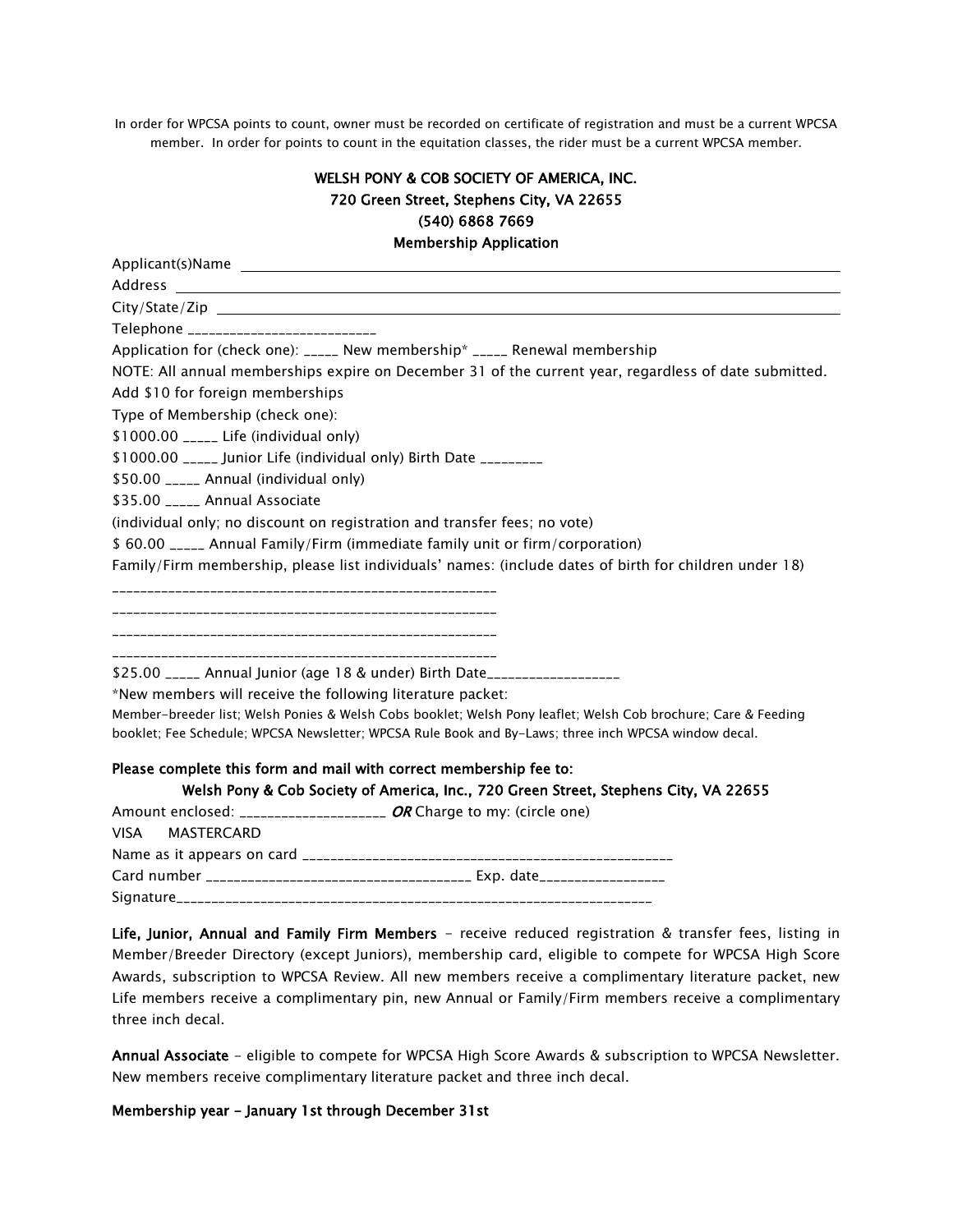In order for WPCSA points to count, owner must be recorded on certificate of registration and must be a current WPCSA member. In order for points to count in the equitation classes, the rider must be a current WPCSA member.

**WELSH PONY & COB SOCIETY OF AMERICA, INC.**
**720 Green Street, Stephens City, VA 22655**
**(540) 6868 7669**
**Membership Application**

Applicant(s)Name ______________________________________________

Address ______________________________________________

City/State/Zip ______________________________________________

Telephone ___________________________

Application for (check one): _____ New membership* _____ Renewal membership

NOTE: All annual memberships expire on December 31 of the current year, regardless of date submitted.

Add $10 for foreign memberships

Type of Membership (check one):

$1000.00 _____ Life (individual only)

$1000.00 _____ Junior Life (individual only) Birth Date _________

$50.00 _____ Annual (individual only)

$35.00 _____ Annual Associate

(individual only; no discount on registration and transfer fees; no vote)

$ 60.00 _____ Annual Family/Firm (immediate family unit or firm/corporation)

Family/Firm membership, please list individuals' names: (include dates of birth for children under 18)

_______________________________________________________

_______________________________________________________

_______________________________________________________

_______________________________________________________

$25.00 _____ Annual Junior (age 18 & under) Birth Date__________________

*New members will receive the following literature packet:

Member-breeder list; Welsh Ponies & Welsh Cobs booklet; Welsh Pony leaflet; Welsh Cob brochure; Care & Feeding booklet; Fee Schedule; WPCSA Newsletter; WPCSA Rule Book and By-Laws; three inch WPCSA window decal.

**Please complete this form and mail with correct membership fee to:**
**Welsh Pony & Cob Society of America, Inc., 720 Green Street, Stephens City, VA 22655**

Amount enclosed: ____________________ ***OR*** Charge to my: (circle one)

VISA MASTERCARD

Name as it appears on card ____________________________________________________

Card number ____________________________________ Exp. date_________________

Signature_____________________________________________________________________

**Life, Junior, Annual and Family Firm Members** - receive reduced registration & transfer fees, listing in Member/Breeder Directory (except Juniors), membership card, eligible to compete for WPCSA High Score Awards, subscription to WPCSA Review. All new members receive a complimentary literature packet, new Life members receive a complimentary pin, new Annual or Family/Firm members receive a complimentary three inch decal.

**Annual Associate** - eligible to compete for WPCSA High Score Awards & subscription to WPCSA Newsletter. New members receive complimentary literature packet and three inch decal.

**Membership year - January 1st through December 31st**